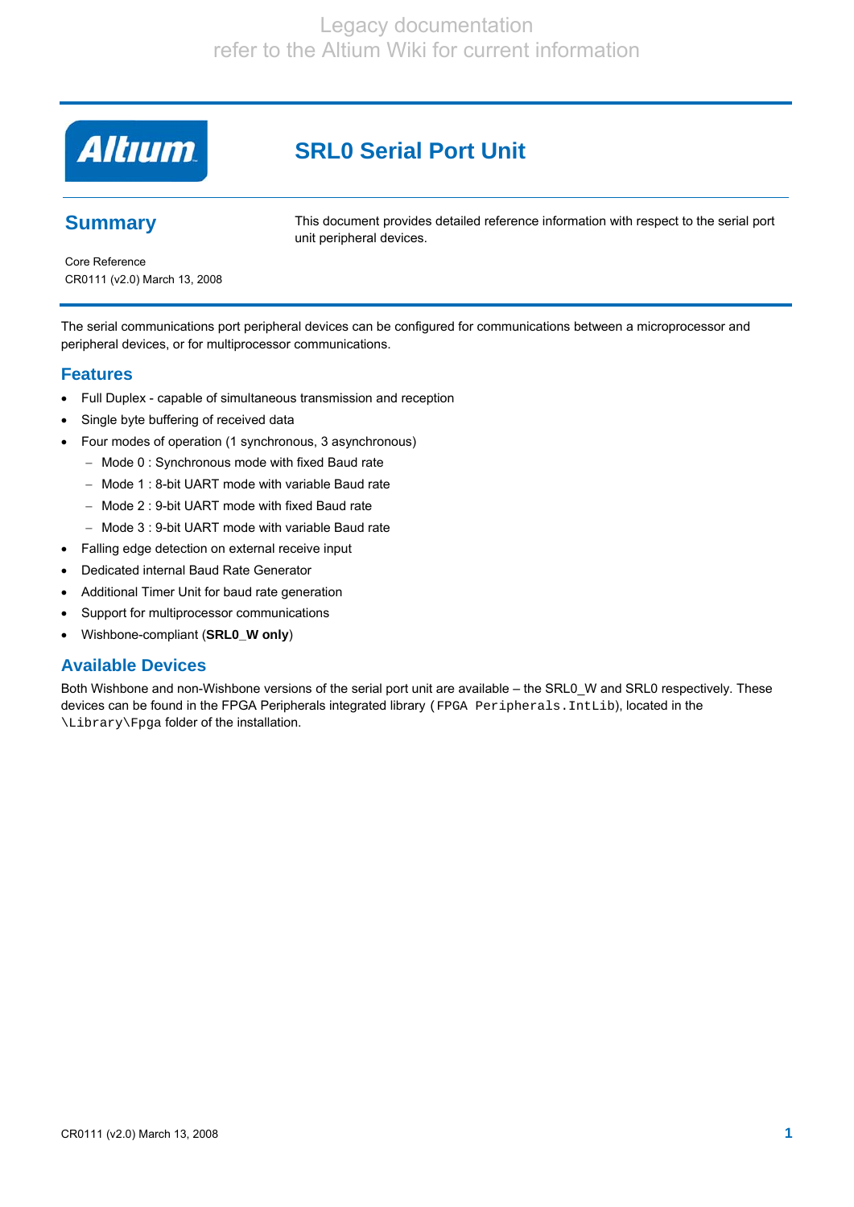Legacy documentation
refer to the Altium Wiki for current information

# SRL0 Serial Port Unit

## Summary

This document provides detailed reference information with respect to the serial port unit peripheral devices.

Core Reference
CR0111 (v2.0) March 13, 2008

The serial communications port peripheral devices can be configured for communications between a microprocessor and peripheral devices, or for multiprocessor communications.

## Features

- Full Duplex - capable of simultaneous transmission and reception
- Single byte buffering of received data
- Four modes of operation (1 synchronous, 3 asynchronous)
  - Mode 0 : Synchronous mode with fixed Baud rate
  - Mode 1 : 8-bit UART mode with variable Baud rate
  - Mode 2 : 9-bit UART mode with fixed Baud rate
  - Mode 3 : 9-bit UART mode with variable Baud rate
- Falling edge detection on external receive input
- Dedicated internal Baud Rate Generator
- Additional Timer Unit for baud rate generation
- Support for multiprocessor communications
- Wishbone-compliant (**SRL0_W only**)

## Available Devices

Both Wishbone and non-Wishbone versions of the serial port unit are available – the SRL0_W and SRL0 respectively. These devices can be found in the FPGA Peripherals integrated library (`FPGA Peripherals.IntLib`), located in the `\Library\Fpga` folder of the installation.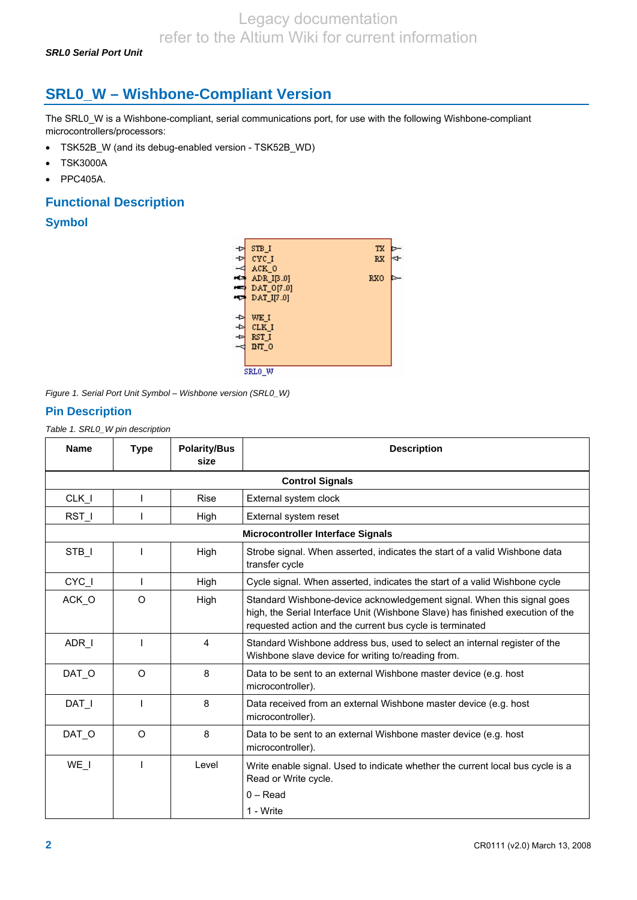Legacy documentation
refer to the Altium Wiki for current information

## SRL0_W – Wishbone-Compliant Version

The SRL0_W is a Wishbone-compliant, serial communications port, for use with the following Wishbone-compliant microcontrollers/processors:

- TSK52B_W (and its debug-enabled version - TSK52B_WD)
- TSK3000A
- PPC405A.

### Functional Description

#### Symbol

STB_I
CYC_I
ACK_O
ADR_I[3..0]
DAT_O[7..0]
DAT_I[7..0]
WE_I
CLK_I
RST_I
INT_O
TX
RX
RXO
SRL0_W

*Figure 1. Serial Port Unit Symbol – Wishbone version (SRL0_W)*

#### Pin Description

*Table 1. SRL0_W pin description*

| Name | Type | Polarity/Bus size | Description |
|---|---|---|---|
| **Control Signals** | | | |
| CLK_I | I | Rise | External system clock |
| RST_I | I | High | External system reset |
| **Microcontroller Interface Signals** | | | |
| STB_I | I | High | Strobe signal. When asserted, indicates the start of a valid Wishbone data transfer cycle |
| CYC_I | I | High | Cycle signal. When asserted, indicates the start of a valid Wishbone cycle |
| ACK_O | O | High | Standard Wishbone-device acknowledgement signal. When this signal goes high, the Serial Interface Unit (Wishbone Slave) has finished execution of the requested action and the current bus cycle is terminated |
| ADR_I | I | 4 | Standard Wishbone address bus, used to select an internal register of the Wishbone slave device for writing to/reading from. |
| DAT_O | O | 8 | Data to be sent to an external Wishbone master device (e.g. host microcontroller). |
| DAT_I | I | 8 | Data received from an external Wishbone master device (e.g. host microcontroller). |
| DAT_O | O | 8 | Data to be sent to an external Wishbone master device (e.g. host microcontroller). |
| WE_I | I | Level | Write enable signal. Used to indicate whether the current local bus cycle is a Read or Write cycle.<br>0 – Read<br>1 - Write |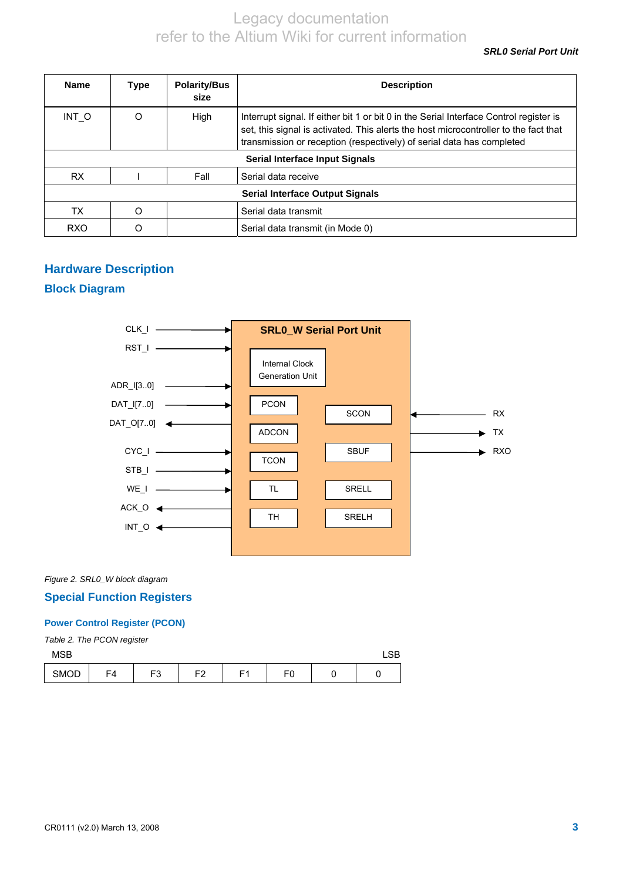| Name | Type | Polarity/Bus size | Description |
|---|---|---|---|
| INT_O | O | High | Interrupt signal. If either bit 1 or bit 0 in the Serial Interface Control register is set, this signal is activated. This alerts the host microcontroller to the fact that transmission or reception (respectively) of serial data has completed |
| **Serial Interface Input Signals** | | | |
| RX | I | Fall | Serial data receive |
| **Serial Interface Output Signals** | | | |
| TX | O | | Serial data transmit |
| RXO | O | | Serial data transmit (in Mode 0) |

## Hardware Description

### Block Diagram

*Figure 2. SRL0_W block diagram*

### Special Function Registers

#### Power Control Register (PCON)

*Table 2. The PCON register*

MSB LSB

| SMOD | F4 | F3 | F2 | F1 | F0 | 0 | 0 |
|---|---|---|---|---|---|---|---|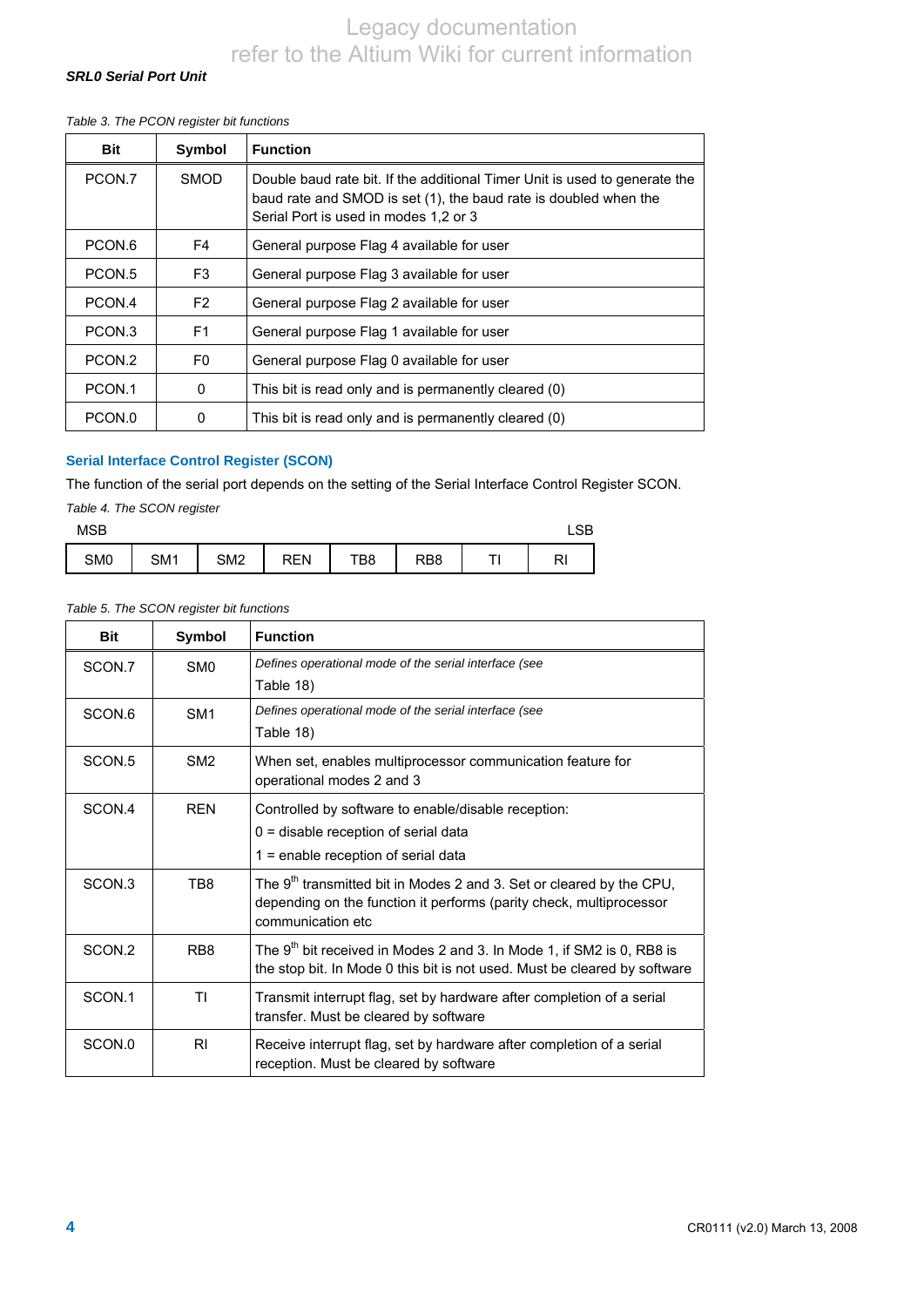*Table 3. The PCON register bit functions*

| Bit | Symbol | Function |
|---|---|---|
| PCON.7 | SMOD | Double baud rate bit. If the additional Timer Unit is used to generate the baud rate and SMOD is set (1), the baud rate is doubled when the Serial Port is used in modes 1,2 or 3 |
| PCON.6 | F4 | General purpose Flag 4 available for user |
| PCON.5 | F3 | General purpose Flag 3 available for user |
| PCON.4 | F2 | General purpose Flag 2 available for user |
| PCON.3 | F1 | General purpose Flag 1 available for user |
| PCON.2 | F0 | General purpose Flag 0 available for user |
| PCON.1 | 0 | This bit is read only and is permanently cleared (0) |
| PCON.0 | 0 | This bit is read only and is permanently cleared (0) |

### Serial Interface Control Register (SCON)

The function of the serial port depends on the setting of the Serial Interface Control Register SCON.

*Table 4. The SCON register*

| MSB | | | | | | | LSB |
|---|---|---|---|---|---|---|---|
| SM0 | SM1 | SM2 | REN | TB8 | RB8 | TI | RI |

*Table 5. The SCON register bit functions*

| Bit | Symbol | Function |
|---|---|---|
| SCON.7 | SM0 | *Defines operational mode of the serial interface (see* Table 18) |
| SCON.6 | SM1 | *Defines operational mode of the serial interface (see* Table 18) |
| SCON.5 | SM2 | When set, enables multiprocessor communication feature for operational modes 2 and 3 |
| SCON.4 | REN | Controlled by software to enable/disable reception:<br>0 = disable reception of serial data<br>1 = enable reception of serial data |
| SCON.3 | TB8 | The 9th transmitted bit in Modes 2 and 3. Set or cleared by the CPU, depending on the function it performs (parity check, multiprocessor communication etc |
| SCON.2 | RB8 | The 9th bit received in Modes 2 and 3. In Mode 1, if SM2 is 0, RB8 is the stop bit. In Mode 0 this bit is not used. Must be cleared by software |
| SCON.1 | TI | Transmit interrupt flag, set by hardware after completion of a serial transfer. Must be cleared by software |
| SCON.0 | RI | Receive interrupt flag, set by hardware after completion of a serial reception. Must be cleared by software |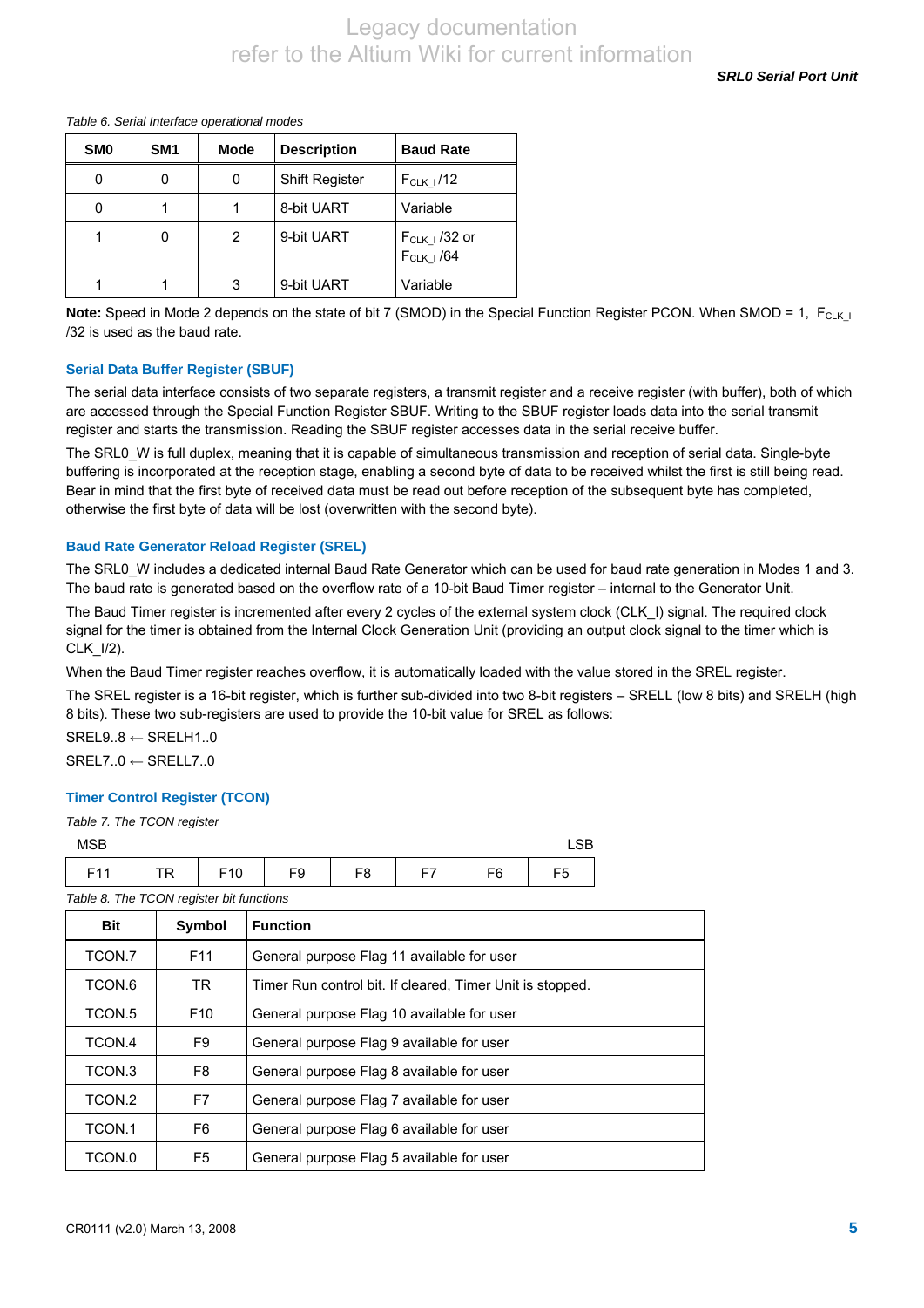*Table 6. Serial Interface operational modes*

| SM0 | SM1 | Mode | Description | Baud Rate |
|---|---|---|---|---|
| 0 | 0 | 0 | Shift Register | $F_{CLK\_I}$/12 |
| 0 | 1 | 1 | 8-bit UART | Variable |
| 1 | 0 | 2 | 9-bit UART | $F_{CLK\_I}$/32 or $F_{CLK\_I}$/64 |
| 1 | 1 | 3 | 9-bit UART | Variable |

**Note:** Speed in Mode 2 depends on the state of bit 7 (SMOD) in the Special Function Register PCON. When SMOD = 1, $F_{CLK\_I}$/32 is used as the baud rate.

### Serial Data Buffer Register (SBUF)

The serial data interface consists of two separate registers, a transmit register and a receive register (with buffer), both of which are accessed through the Special Function Register SBUF. Writing to the SBUF register loads data into the serial transmit register and starts the transmission. Reading the SBUF register accesses data in the serial receive buffer.

The SRL0_W is full duplex, meaning that it is capable of simultaneous transmission and reception of serial data. Single-byte buffering is incorporated at the reception stage, enabling a second byte of data to be received whilst the first is still being read. Bear in mind that the first byte of received data must be read out before reception of the subsequent byte has completed, otherwise the first byte of data will be lost (overwritten with the second byte).

### Baud Rate Generator Reload Register (SREL)

The SRL0_W includes a dedicated internal Baud Rate Generator which can be used for baud rate generation in Modes 1 and 3. The baud rate is generated based on the overflow rate of a 10-bit Baud Timer register – internal to the Generator Unit.

The Baud Timer register is incremented after every 2 cycles of the external system clock (CLK_I) signal. The required clock signal for the timer is obtained from the Internal Clock Generation Unit (providing an output clock signal to the timer which is CLK_I/2).

When the Baud Timer register reaches overflow, it is automatically loaded with the value stored in the SREL register.

The SREL register is a 16-bit register, which is further sub-divided into two 8-bit registers – SRELL (low 8 bits) and SRELH (high 8 bits). These two sub-registers are used to provide the 10-bit value for SREL as follows:

SREL9..8 ← SRELH1..0

SREL7..0 ← SRELL7..0

### Timer Control Register (TCON)

*Table 7. The TCON register*

| MSB | | | | | | | LSB |
|---|---|---|---|---|---|---|---|
| F11 | TR | F10 | F9 | F8 | F7 | F6 | F5 |

*Table 8. The TCON register bit functions*

| Bit | Symbol | Function |
|---|---|---|
| TCON.7 | F11 | General purpose Flag 11 available for user |
| TCON.6 | TR | Timer Run control bit. If cleared, Timer Unit is stopped. |
| TCON.5 | F10 | General purpose Flag 10 available for user |
| TCON.4 | F9 | General purpose Flag 9 available for user |
| TCON.3 | F8 | General purpose Flag 8 available for user |
| TCON.2 | F7 | General purpose Flag 7 available for user |
| TCON.1 | F6 | General purpose Flag 6 available for user |
| TCON.0 | F5 | General purpose Flag 5 available for user |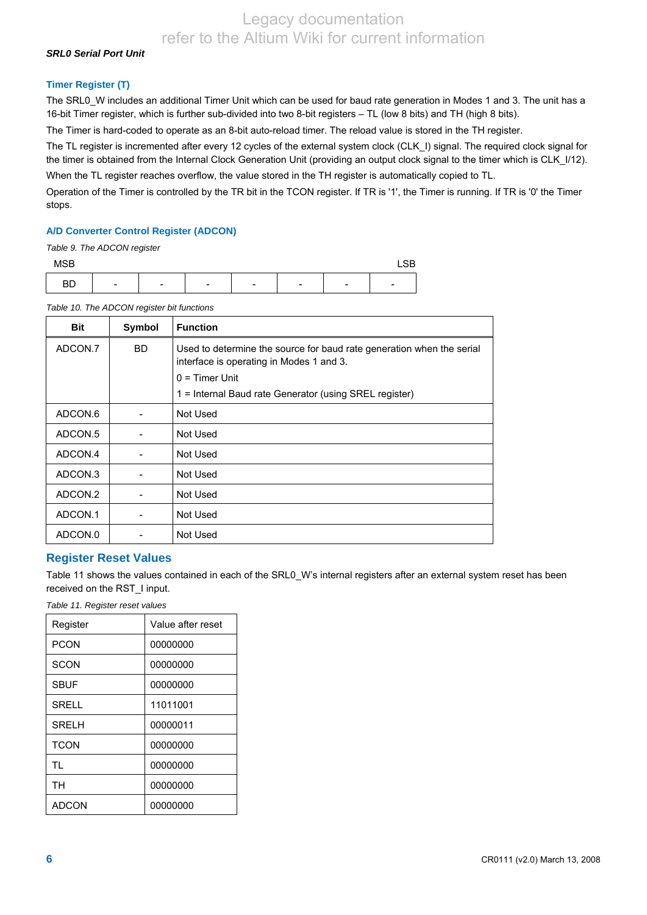### Timer Register (T)

The SRL0_W includes an additional Timer Unit which can be used for baud rate generation in Modes 1 and 3. The unit has a 16-bit Timer register, which is further sub-divided into two 8-bit registers – TL (low 8 bits) and TH (high 8 bits).

The Timer is hard-coded to operate as an 8-bit auto-reload timer. The reload value is stored in the TH register.

The TL register is incremented after every 12 cycles of the external system clock (CLK_I) signal. The required clock signal for the timer is obtained from the Internal Clock Generation Unit (providing an output clock signal to the timer which is CLK_I/12).

When the TL register reaches overflow, the value stored in the TH register is automatically copied to TL.

Operation of the Timer is controlled by the TR bit in the TCON register. If TR is '1', the Timer is running. If TR is '0' the Timer stops.

### A/D Converter Control Register (ADCON)

*Table 9. The ADCON register*

| MSB | | | | | | | LSB |
|---|---|---|---|---|---|---|---|
| BD | - | - | - | - | - | - | - |

*Table 10. The ADCON register bit functions*

| Bit | Symbol | Function |
|---|---|---|
| ADCON.7 | BD | Used to determine the source for baud rate generation when the serial interface is operating in Modes 1 and 3.<br>0 = Timer Unit<br>1 = Internal Baud rate Generator (using SREL register) |
| ADCON.6 | - | Not Used |
| ADCON.5 | - | Not Used |
| ADCON.4 | - | Not Used |
| ADCON.3 | - | Not Used |
| ADCON.2 | - | Not Used |
| ADCON.1 | - | Not Used |
| ADCON.0 | - | Not Used |

## Register Reset Values

Table 11 shows the values contained in each of the SRL0_W's internal registers after an external system reset has been received on the RST_I input.

*Table 11. Register reset values*

| Register | Value after reset |
|---|---|
| PCON | 00000000 |
| SCON | 00000000 |
| SBUF | 00000000 |
| SRELL | 11011001 |
| SRELH | 00000011 |
| TCON | 00000000 |
| TL | 00000000 |
| TH | 00000000 |
| ADCON | 00000000 |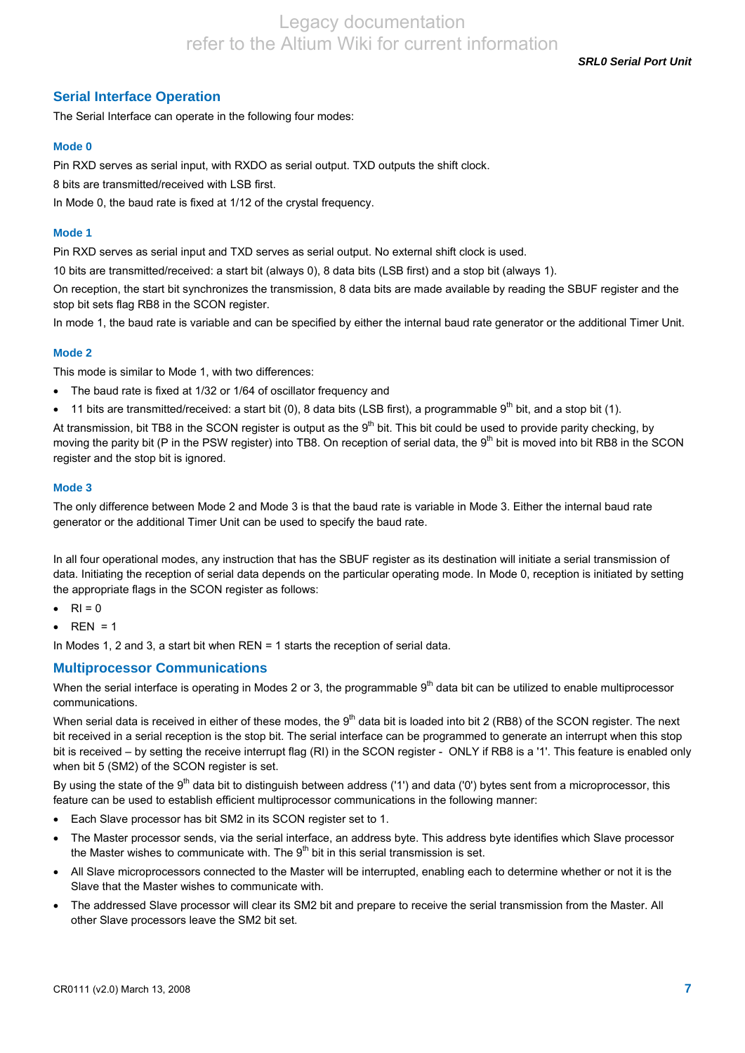## Serial Interface Operation

The Serial Interface can operate in the following four modes:

### Mode 0

Pin RXD serves as serial input, with RXDO as serial output. TXD outputs the shift clock.

8 bits are transmitted/received with LSB first.

In Mode 0, the baud rate is fixed at 1/12 of the crystal frequency.

### Mode 1

Pin RXD serves as serial input and TXD serves as serial output. No external shift clock is used.

10 bits are transmitted/received: a start bit (always 0), 8 data bits (LSB first) and a stop bit (always 1).

On reception, the start bit synchronizes the transmission, 8 data bits are made available by reading the SBUF register and the stop bit sets flag RB8 in the SCON register.

In mode 1, the baud rate is variable and can be specified by either the internal baud rate generator or the additional Timer Unit.

### Mode 2

This mode is similar to Mode 1, with two differences:

- The baud rate is fixed at 1/32 or 1/64 of oscillator frequency and
- 11 bits are transmitted/received: a start bit (0), 8 data bits (LSB first), a programmable $9^{th}$ bit, and a stop bit (1).

At transmission, bit TB8 in the SCON register is output as the $9^{th}$ bit. This bit could be used to provide parity checking, by moving the parity bit (P in the PSW register) into TB8. On reception of serial data, the $9^{th}$ bit is moved into bit RB8 in the SCON register and the stop bit is ignored.

### Mode 3

The only difference between Mode 2 and Mode 3 is that the baud rate is variable in Mode 3. Either the internal baud rate generator or the additional Timer Unit can be used to specify the baud rate.

In all four operational modes, any instruction that has the SBUF register as its destination will initiate a serial transmission of data. Initiating the reception of serial data depends on the particular operating mode. In Mode 0, reception is initiated by setting the appropriate flags in the SCON register as follows:

- RI = 0
- REN = 1

In Modes 1, 2 and 3, a start bit when REN = 1 starts the reception of serial data.

## Multiprocessor Communications

When the serial interface is operating in Modes 2 or 3, the programmable $9^{th}$ data bit can be utilized to enable multiprocessor communications.

When serial data is received in either of these modes, the $9^{th}$ data bit is loaded into bit 2 (RB8) of the SCON register. The next bit received in a serial reception is the stop bit. The serial interface can be programmed to generate an interrupt when this stop bit is received – by setting the receive interrupt flag (RI) in the SCON register - ONLY if RB8 is a '1'. This feature is enabled only when bit 5 (SM2) of the SCON register is set.

By using the state of the $9^{th}$ data bit to distinguish between address ('1') and data ('0') bytes sent from a microprocessor, this feature can be used to establish efficient multiprocessor communications in the following manner:

- Each Slave processor has bit SM2 in its SCON register set to 1.
- The Master processor sends, via the serial interface, an address byte. This address byte identifies which Slave processor the Master wishes to communicate with. The $9^{th}$ bit in this serial transmission is set.
- All Slave microprocessors connected to the Master will be interrupted, enabling each to determine whether or not it is the Slave that the Master wishes to communicate with.
- The addressed Slave processor will clear its SM2 bit and prepare to receive the serial transmission from the Master. All other Slave processors leave the SM2 bit set.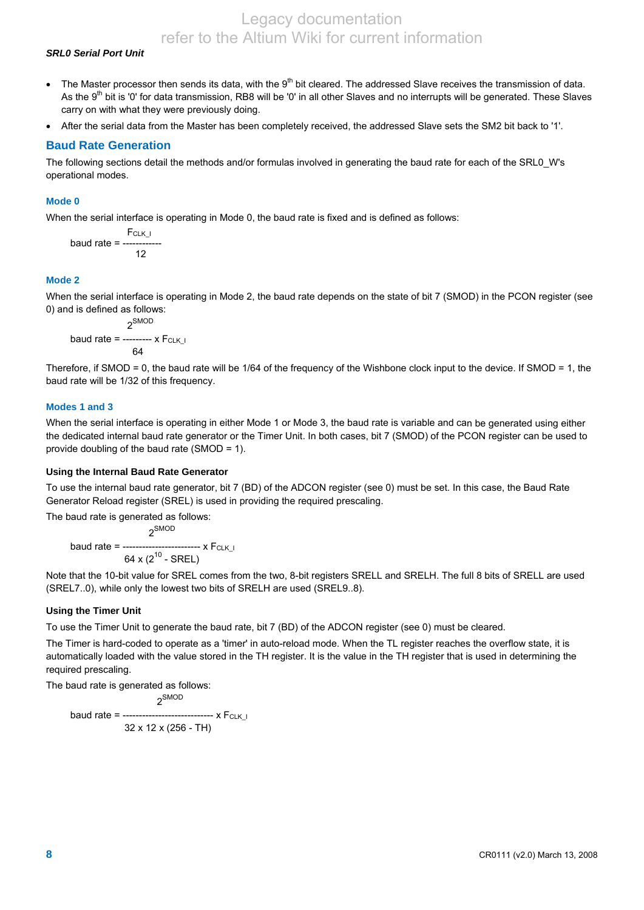- The Master processor then sends its data, with the 9th bit cleared. The addressed Slave receives the transmission of data. As the 9th bit is '0' for data transmission, RB8 will be '0' in all other Slaves and no interrupts will be generated. These Slaves carry on with what they were previously doing.
- After the serial data from the Master has been completely received, the addressed Slave sets the SM2 bit back to '1'.

## Baud Rate Generation

The following sections detail the methods and/or formulas involved in generating the baud rate for each of the SRL0_W's operational modes.

### Mode 0

When the serial interface is operating in Mode 0, the baud rate is fixed and is defined as follows:

$$\text{baud rate} = \frac{F_{CLK\_I}}{12}$$

### Mode 2

When the serial interface is operating in Mode 2, the baud rate depends on the state of bit 7 (SMOD) in the PCON register (see 0) and is defined as follows:

$$\text{baud rate} = \frac{2^{SMOD}}{64} \times F_{CLK\_I}$$

Therefore, if SMOD = 0, the baud rate will be 1/64 of the frequency of the Wishbone clock input to the device. If SMOD = 1, the baud rate will be 1/32 of this frequency.

### Modes 1 and 3

When the serial interface is operating in either Mode 1 or Mode 3, the baud rate is variable and can be generated using either the dedicated internal baud rate generator or the Timer Unit. In both cases, bit 7 (SMOD) of the PCON register can be used to provide doubling of the baud rate (SMOD = 1).

#### Using the Internal Baud Rate Generator

To use the internal baud rate generator, bit 7 (BD) of the ADCON register (see 0) must be set. In this case, the Baud Rate Generator Reload register (SREL) is used in providing the required prescaling.

The baud rate is generated as follows:

$$\text{baud rate} = \frac{2^{SMOD}}{64 \times (2^{10} - \text{SREL})} \times F_{CLK\_I}$$

Note that the 10-bit value for SREL comes from the two, 8-bit registers SRELL and SRELH. The full 8 bits of SRELL are used (SREL7..0), while only the lowest two bits of SRELH are used (SREL9..8).

#### Using the Timer Unit

To use the Timer Unit to generate the baud rate, bit 7 (BD) of the ADCON register (see 0) must be cleared.

The Timer is hard-coded to operate as a 'timer' in auto-reload mode. When the TL register reaches the overflow state, it is automatically loaded with the value stored in the TH register. It is the value in the TH register that is used in determining the required prescaling.

The baud rate is generated as follows:

$$\text{baud rate} = \frac{2^{SMOD}}{32 \times 12 \times (256 - \text{TH})} \times F_{CLK\_I}$$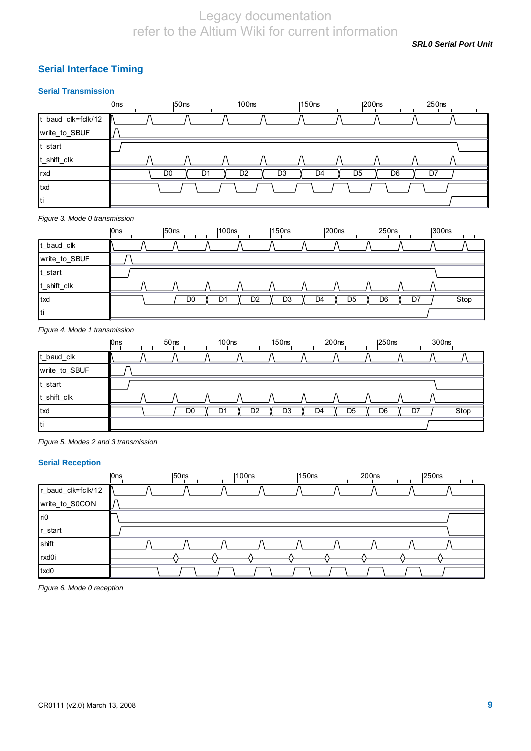## Serial Interface Timing

### Serial Transmission

*Figure 3. Mode 0 transmission*

*Figure 4. Mode 1 transmission*

*Figure 5. Modes 2 and 3 transmission*

### Serial Reception

*Figure 6. Mode 0 reception*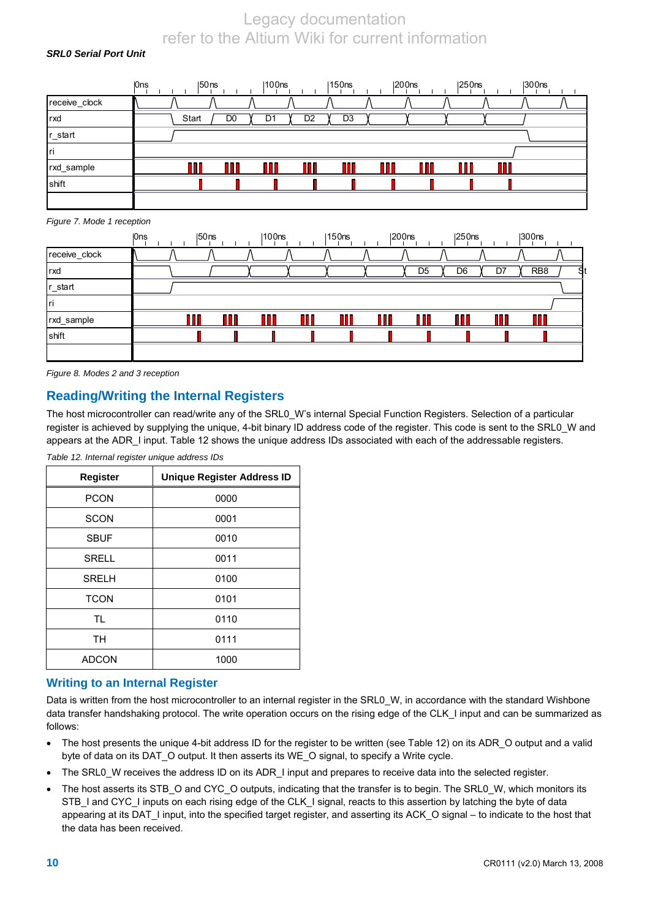*SRL0 Serial Port Unit*

Figure 7. Mode 1 reception

Figure 8. Modes 2 and 3 reception

## Reading/Writing the Internal Registers

The host microcontroller can read/write any of the SRL0_W's internal Special Function Registers. Selection of a particular register is achieved by supplying the unique, 4-bit binary ID address code of the register. This code is sent to the SRL0_W and appears at the ADR_I input. Table 12 shows the unique address IDs associated with each of the addressable registers.

*Table 12. Internal register unique address IDs*

| Register | Unique Register Address ID |
| --- | --- |
| PCON | 0000 |
| SCON | 0001 |
| SBUF | 0010 |
| SRELL | 0011 |
| SRELH | 0100 |
| TCON | 0101 |
| TL | 0110 |
| TH | 0111 |
| ADCON | 1000 |

### Writing to an Internal Register

Data is written from the host microcontroller to an internal register in the SRL0_W, in accordance with the standard Wishbone data transfer handshaking protocol. The write operation occurs on the rising edge of the CLK_I input and can be summarized as follows:

- The host presents the unique 4-bit address ID for the register to be written (see Table 12) on its ADR_O output and a valid byte of data on its DAT_O output. It then asserts its WE_O signal, to specify a Write cycle.
- The SRL0_W receives the address ID on its ADR_I input and prepares to receive data into the selected register.
- The host asserts its STB_O and CYC_O outputs, indicating that the transfer is to begin. The SRL0_W, which monitors its STB_I and CYC_I inputs on each rising edge of the CLK_I signal, reacts to this assertion by latching the byte of data appearing at its DAT_I input, into the specified target register, and asserting its ACK_O signal – to indicate to the host that the data has been received.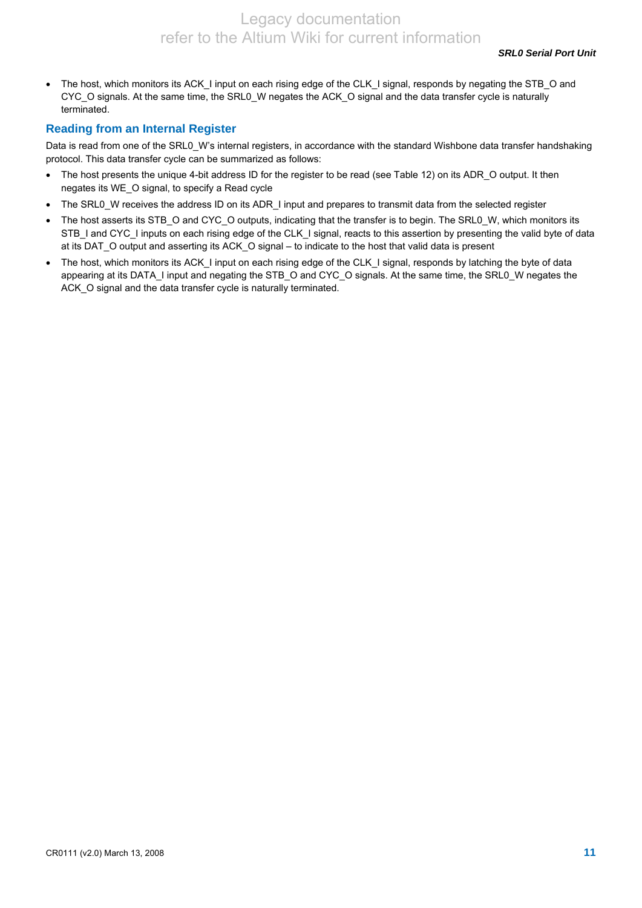- The host, which monitors its ACK_I input on each rising edge of the CLK_I signal, responds by negating the STB_O and CYC_O signals. At the same time, the SRL0_W negates the ACK_O signal and the data transfer cycle is naturally terminated.

## Reading from an Internal Register

Data is read from one of the SRL0_W's internal registers, in accordance with the standard Wishbone data transfer handshaking protocol. This data transfer cycle can be summarized as follows:

- The host presents the unique 4-bit address ID for the register to be read (see Table 12) on its ADR_O output. It then negates its WE_O signal, to specify a Read cycle
- The SRL0_W receives the address ID on its ADR_I input and prepares to transmit data from the selected register
- The host asserts its STB_O and CYC_O outputs, indicating that the transfer is to begin. The SRL0_W, which monitors its STB_I and CYC_I inputs on each rising edge of the CLK_I signal, reacts to this assertion by presenting the valid byte of data at its DAT_O output and asserting its ACK_O signal – to indicate to the host that valid data is present
- The host, which monitors its ACK_I input on each rising edge of the CLK_I signal, responds by latching the byte of data appearing at its DATA_I input and negating the STB_O and CYC_O signals. At the same time, the SRL0_W negates the ACK_O signal and the data transfer cycle is naturally terminated.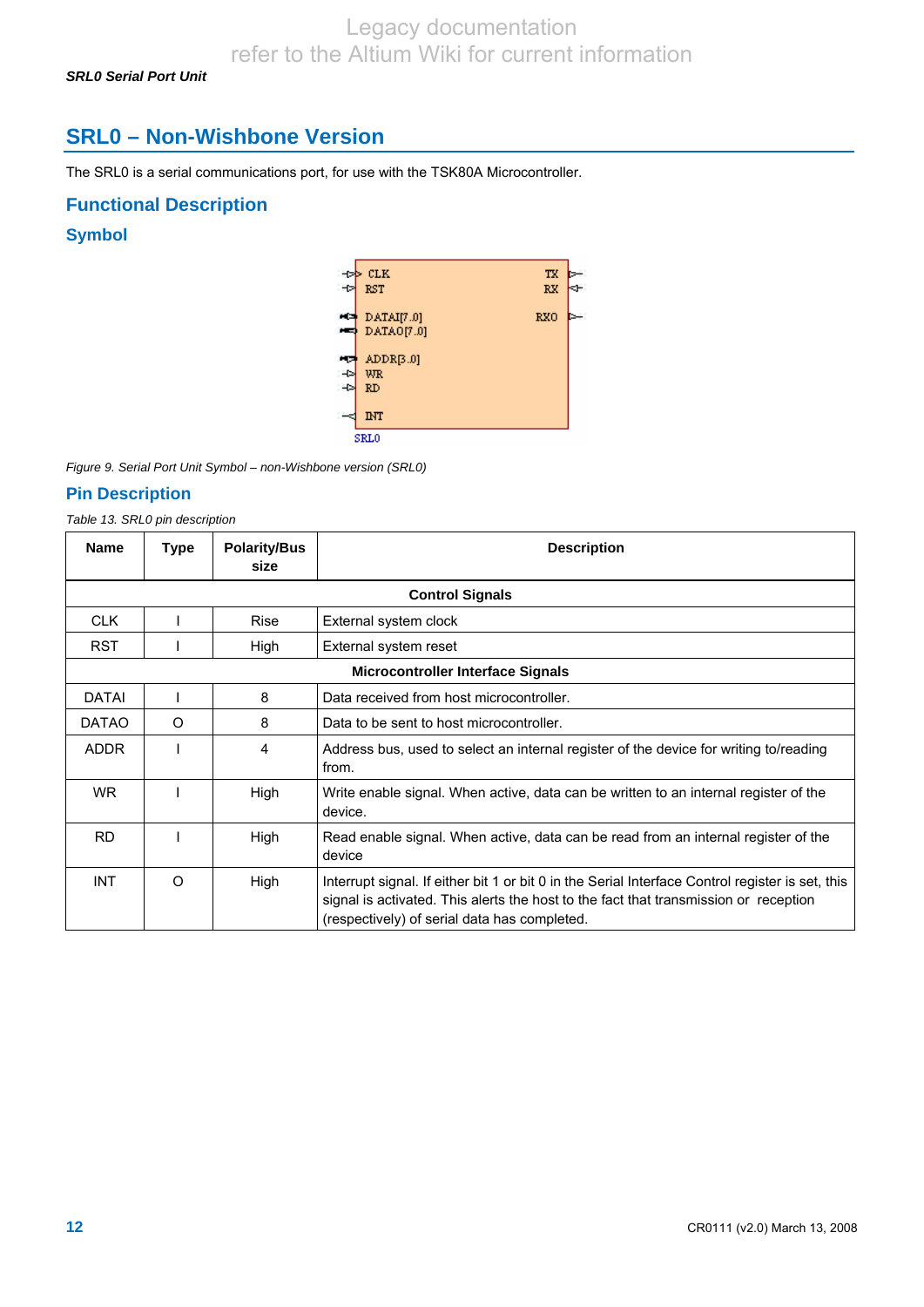# SRL0 – Non-Wishbone Version

The SRL0 is a serial communications port, for use with the TSK80A Microcontroller.

## Functional Description

### Symbol

*Figure 9. Serial Port Unit Symbol – non-Wishbone version (SRL0)*

### Pin Description

*Table 13. SRL0 pin description*

| Name | Type | Polarity/Bus size | Description |
|---|---|---|---|
| **Control Signals** | | | |
| CLK | I | Rise | External system clock |
| RST | I | High | External system reset |
| **Microcontroller Interface Signals** | | | |
| DATAI | I | 8 | Data received from host microcontroller. |
| DATAO | O | 8 | Data to be sent to host microcontroller. |
| ADDR | I | 4 | Address bus, used to select an internal register of the device for writing to/reading from. |
| WR | I | High | Write enable signal. When active, data can be written to an internal register of the device. |
| RD | I | High | Read enable signal. When active, data can be read from an internal register of the device |
| INT | O | High | Interrupt signal. If either bit 1 or bit 0 in the Serial Interface Control register is set, this signal is activated. This alerts the host to the fact that transmission or reception (respectively) of serial data has completed. |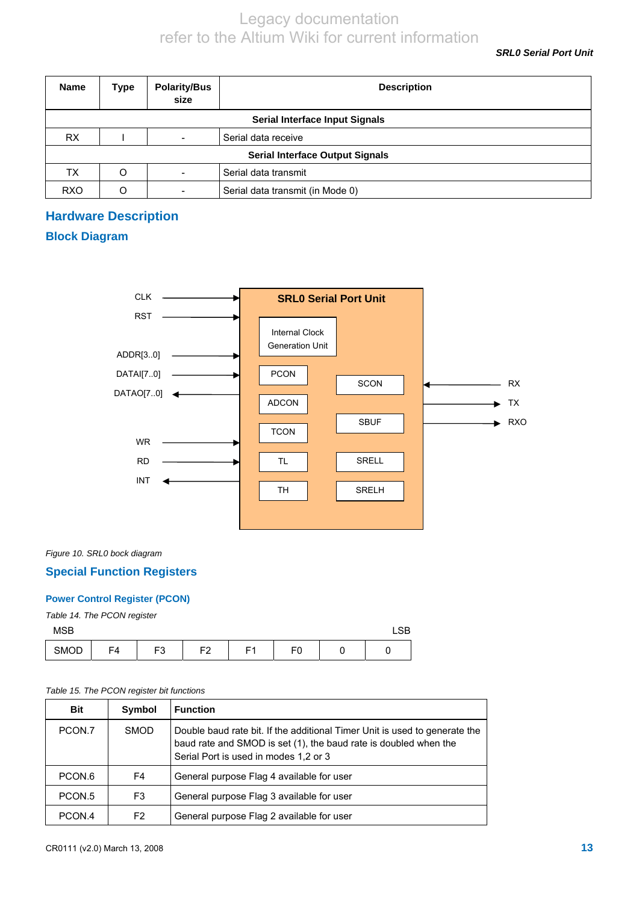| Name | Type | Polarity/Bus size | Description |
|---|---|---|---|
| **Serial Interface Input Signals** | | | |
| RX | I | - | Serial data receive |
| **Serial Interface Output Signals** | | | |
| TX | O | - | Serial data transmit |
| RXO | O | - | Serial data transmit (in Mode 0) |

## Hardware Description

### Block Diagram

*Figure 10. SRL0 bock diagram*

### Special Function Registers

#### Power Control Register (PCON)

*Table 14. The PCON register*

| MSB | | | | | | | LSB |
|---|---|---|---|---|---|---|---|
| SMOD | F4 | F3 | F2 | F1 | F0 | 0 | 0 |

*Table 15. The PCON register bit functions*

| Bit | Symbol | Function |
|---|---|---|
| PCON.7 | SMOD | Double baud rate bit. If the additional Timer Unit is used to generate the baud rate and SMOD is set (1), the baud rate is doubled when the Serial Port is used in modes 1,2 or 3 |
| PCON.6 | F4 | General purpose Flag 4 available for user |
| PCON.5 | F3 | General purpose Flag 3 available for user |
| PCON.4 | F2 | General purpose Flag 2 available for user |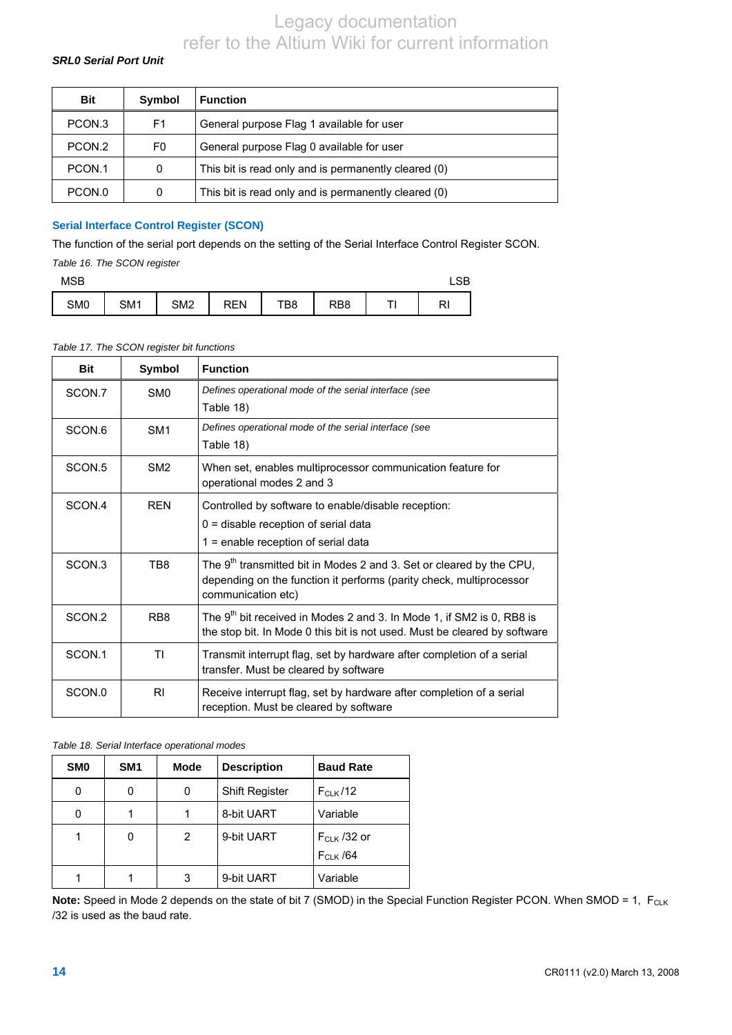*SRL0 Serial Port Unit*

| Bit | Symbol | Function |
|---|---|---|
| PCON.3 | F1 | General purpose Flag 1 available for user |
| PCON.2 | F0 | General purpose Flag 0 available for user |
| PCON.1 | 0 | This bit is read only and is permanently cleared (0) |
| PCON.0 | 0 | This bit is read only and is permanently cleared (0) |

### Serial Interface Control Register (SCON)

The function of the serial port depends on the setting of the Serial Interface Control Register SCON.

*Table 16. The SCON register*

| MSB | | | | | | | LSB |
|---|---|---|---|---|---|---|---|
| SM0 | SM1 | SM2 | REN | TB8 | RB8 | TI | RI |

*Table 17. The SCON register bit functions*

| Bit | Symbol | Function |
|---|---|---|
| SCON.7 | SM0 | *Defines operational mode of the serial interface (see* Table 18) |
| SCON.6 | SM1 | *Defines operational mode of the serial interface (see* Table 18) |
| SCON.5 | SM2 | When set, enables multiprocessor communication feature for operational modes 2 and 3 |
| SCON.4 | REN | Controlled by software to enable/disable reception:<br>0 = disable reception of serial data<br>1 = enable reception of serial data |
| SCON.3 | TB8 | The 9th transmitted bit in Modes 2 and 3. Set or cleared by the CPU, depending on the function it performs (parity check, multiprocessor communication etc) |
| SCON.2 | RB8 | The 9th bit received in Modes 2 and 3. In Mode 1, if SM2 is 0, RB8 is the stop bit. In Mode 0 this bit is not used. Must be cleared by software |
| SCON.1 | TI | Transmit interrupt flag, set by hardware after completion of a serial transfer. Must be cleared by software |
| SCON.0 | RI | Receive interrupt flag, set by hardware after completion of a serial reception. Must be cleared by software |

*Table 18. Serial Interface operational modes*

| SM0 | SM1 | Mode | Description | Baud Rate |
|---|---|---|---|---|
| 0 | 0 | 0 | Shift Register | $F_{CLK}$ /12 |
| 0 | 1 | 1 | 8-bit UART | Variable |
| 1 | 0 | 2 | 9-bit UART | $F_{CLK}$ /32 or<br>$F_{CLK}$ /64 |
| 1 | 1 | 3 | 9-bit UART | Variable |

**Note:** Speed in Mode 2 depends on the state of bit 7 (SMOD) in the Special Function Register PCON. When SMOD = 1, $F_{CLK}$ /32 is used as the baud rate.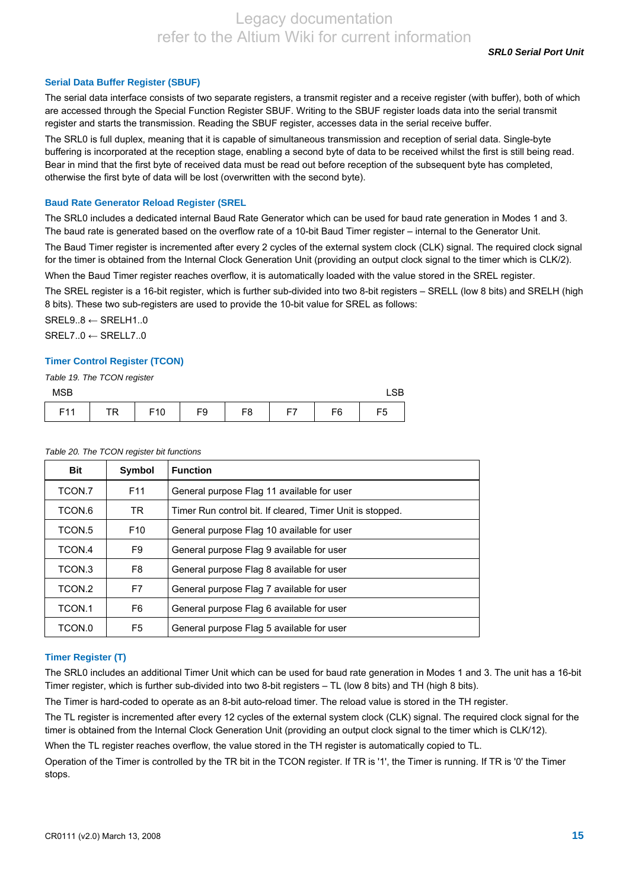### Serial Data Buffer Register (SBUF)

The serial data interface consists of two separate registers, a transmit register and a receive register (with buffer), both of which are accessed through the Special Function Register SBUF. Writing to the SBUF register loads data into the serial transmit register and starts the transmission. Reading the SBUF register, accesses data in the serial receive buffer.

The SRL0 is full duplex, meaning that it is capable of simultaneous transmission and reception of serial data. Single-byte buffering is incorporated at the reception stage, enabling a second byte of data to be received whilst the first is still being read. Bear in mind that the first byte of received data must be read out before reception of the subsequent byte has completed, otherwise the first byte of data will be lost (overwritten with the second byte).

### Baud Rate Generator Reload Register (SREL

The SRL0 includes a dedicated internal Baud Rate Generator which can be used for baud rate generation in Modes 1 and 3. The baud rate is generated based on the overflow rate of a 10-bit Baud Timer register – internal to the Generator Unit.

The Baud Timer register is incremented after every 2 cycles of the external system clock (CLK) signal. The required clock signal for the timer is obtained from the Internal Clock Generation Unit (providing an output clock signal to the timer which is CLK/2).

When the Baud Timer register reaches overflow, it is automatically loaded with the value stored in the SREL register.

The SREL register is a 16-bit register, which is further sub-divided into two 8-bit registers – SRELL (low 8 bits) and SRELH (high 8 bits). These two sub-registers are used to provide the 10-bit value for SREL as follows:

SREL9..8 ← SRELH1..0

SREL7..0 ← SRELL7..0

### Timer Control Register (TCON)

*Table 19. The TCON register*

| MSB | | | | | | | LSB |
|---|---|---|---|---|---|---|---|
| F11 | TR | F10 | F9 | F8 | F7 | F6 | F5 |

*Table 20. The TCON register bit functions*

| Bit | Symbol | Function |
|---|---|---|
| TCON.7 | F11 | General purpose Flag 11 available for user |
| TCON.6 | TR | Timer Run control bit. If cleared, Timer Unit is stopped. |
| TCON.5 | F10 | General purpose Flag 10 available for user |
| TCON.4 | F9 | General purpose Flag 9 available for user |
| TCON.3 | F8 | General purpose Flag 8 available for user |
| TCON.2 | F7 | General purpose Flag 7 available for user |
| TCON.1 | F6 | General purpose Flag 6 available for user |
| TCON.0 | F5 | General purpose Flag 5 available for user |

### Timer Register (T)

The SRL0 includes an additional Timer Unit which can be used for baud rate generation in Modes 1 and 3. The unit has a 16-bit Timer register, which is further sub-divided into two 8-bit registers – TL (low 8 bits) and TH (high 8 bits).

The Timer is hard-coded to operate as an 8-bit auto-reload timer. The reload value is stored in the TH register.

The TL register is incremented after every 12 cycles of the external system clock (CLK) signal. The required clock signal for the timer is obtained from the Internal Clock Generation Unit (providing an output clock signal to the timer which is CLK/12).

When the TL register reaches overflow, the value stored in the TH register is automatically copied to TL.

Operation of the Timer is controlled by the TR bit in the TCON register. If TR is '1', the Timer is running. If TR is '0' the Timer stops.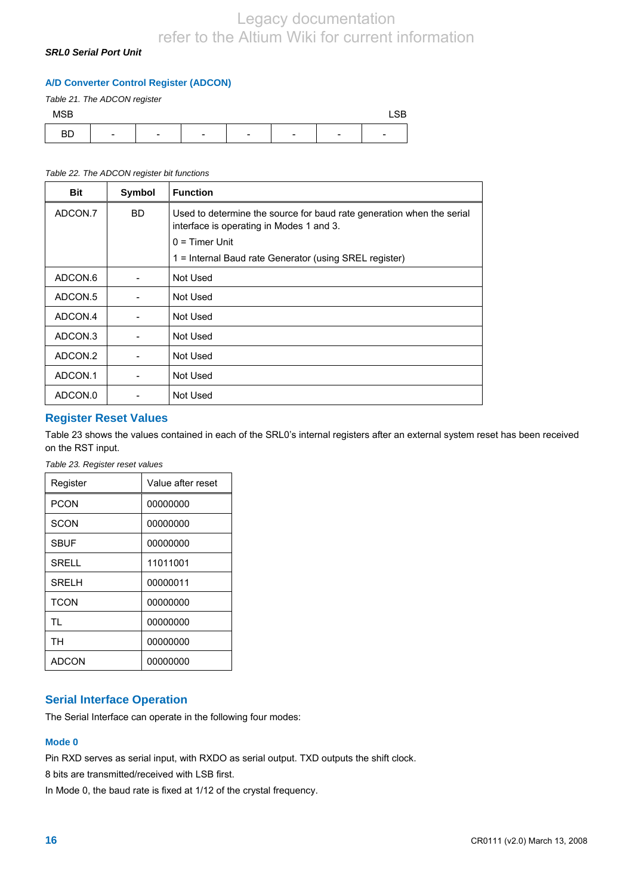### A/D Converter Control Register (ADCON)

*Table 21. The ADCON register*

| MSB | | | | | | | LSB |
|---|---|---|---|---|---|---|---|
| BD | - | - | - | - | - | - | - |

*Table 22. The ADCON register bit functions*

| Bit | Symbol | Function |
|---|---|---|
| ADCON.7 | BD | Used to determine the source for baud rate generation when the serial interface is operating in Modes 1 and 3.<br>0 = Timer Unit<br>1 = Internal Baud rate Generator (using SREL register) |
| ADCON.6 | - | Not Used |
| ADCON.5 | - | Not Used |
| ADCON.4 | - | Not Used |
| ADCON.3 | - | Not Used |
| ADCON.2 | - | Not Used |
| ADCON.1 | - | Not Used |
| ADCON.0 | - | Not Used |

## Register Reset Values

Table 23 shows the values contained in each of the SRL0's internal registers after an external system reset has been received on the RST input.

*Table 23. Register reset values*

| Register | Value after reset |
|---|---|
| PCON | 00000000 |
| SCON | 00000000 |
| SBUF | 00000000 |
| SRELL | 11011001 |
| SRELH | 00000011 |
| TCON | 00000000 |
| TL | 00000000 |
| TH | 00000000 |
| ADCON | 00000000 |

## Serial Interface Operation

The Serial Interface can operate in the following four modes:

### Mode 0

Pin RXD serves as serial input, with RXDO as serial output. TXD outputs the shift clock.

8 bits are transmitted/received with LSB first.

In Mode 0, the baud rate is fixed at 1/12 of the crystal frequency.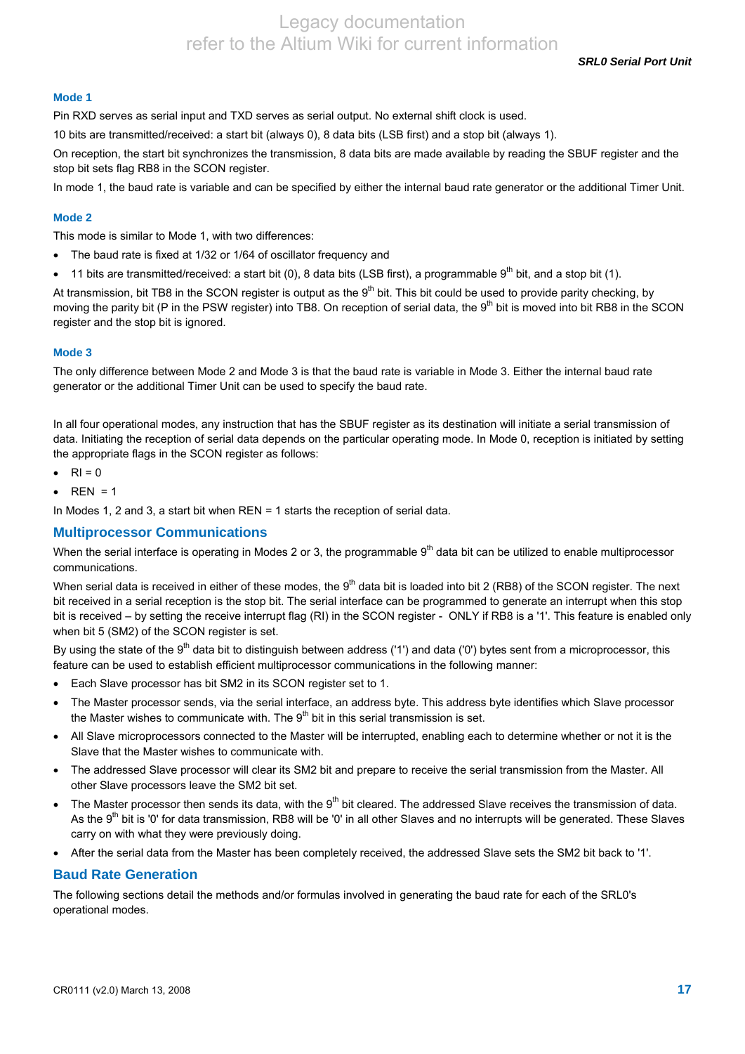#### Mode 1

Pin RXD serves as serial input and TXD serves as serial output. No external shift clock is used.

10 bits are transmitted/received: a start bit (always 0), 8 data bits (LSB first) and a stop bit (always 1).

On reception, the start bit synchronizes the transmission, 8 data bits are made available by reading the SBUF register and the stop bit sets flag RB8 in the SCON register.

In mode 1, the baud rate is variable and can be specified by either the internal baud rate generator or the additional Timer Unit.

#### Mode 2

This mode is similar to Mode 1, with two differences:

- The baud rate is fixed at 1/32 or 1/64 of oscillator frequency and
- 11 bits are transmitted/received: a start bit (0), 8 data bits (LSB first), a programmable 9$^{th}$ bit, and a stop bit (1).

At transmission, bit TB8 in the SCON register is output as the 9$^{th}$ bit. This bit could be used to provide parity checking, by moving the parity bit (P in the PSW register) into TB8. On reception of serial data, the 9$^{th}$ bit is moved into bit RB8 in the SCON register and the stop bit is ignored.

#### Mode 3

The only difference between Mode 2 and Mode 3 is that the baud rate is variable in Mode 3. Either the internal baud rate generator or the additional Timer Unit can be used to specify the baud rate.

In all four operational modes, any instruction that has the SBUF register as its destination will initiate a serial transmission of data. Initiating the reception of serial data depends on the particular operating mode. In Mode 0, reception is initiated by setting the appropriate flags in the SCON register as follows:

- RI = 0
- REN = 1

In Modes 1, 2 and 3, a start bit when REN = 1 starts the reception of serial data.

### Multiprocessor Communications

When the serial interface is operating in Modes 2 or 3, the programmable 9$^{th}$ data bit can be utilized to enable multiprocessor communications.

When serial data is received in either of these modes, the 9$^{th}$ data bit is loaded into bit 2 (RB8) of the SCON register. The next bit received in a serial reception is the stop bit. The serial interface can be programmed to generate an interrupt when this stop bit is received – by setting the receive interrupt flag (RI) in the SCON register - ONLY if RB8 is a '1'. This feature is enabled only when bit 5 (SM2) of the SCON register is set.

By using the state of the 9$^{th}$ data bit to distinguish between address ('1') and data ('0') bytes sent from a microprocessor, this feature can be used to establish efficient multiprocessor communications in the following manner:

- Each Slave processor has bit SM2 in its SCON register set to 1.
- The Master processor sends, via the serial interface, an address byte. This address byte identifies which Slave processor the Master wishes to communicate with. The 9$^{th}$ bit in this serial transmission is set.
- All Slave microprocessors connected to the Master will be interrupted, enabling each to determine whether or not it is the Slave that the Master wishes to communicate with.
- The addressed Slave processor will clear its SM2 bit and prepare to receive the serial transmission from the Master. All other Slave processors leave the SM2 bit set.
- The Master processor then sends its data, with the 9$^{th}$ bit cleared. The addressed Slave receives the transmission of data. As the 9$^{th}$ bit is '0' for data transmission, RB8 will be '0' in all other Slaves and no interrupts will be generated. These Slaves carry on with what they were previously doing.
- After the serial data from the Master has been completely received, the addressed Slave sets the SM2 bit back to '1'.

### Baud Rate Generation

The following sections detail the methods and/or formulas involved in generating the baud rate for each of the SRL0's operational modes.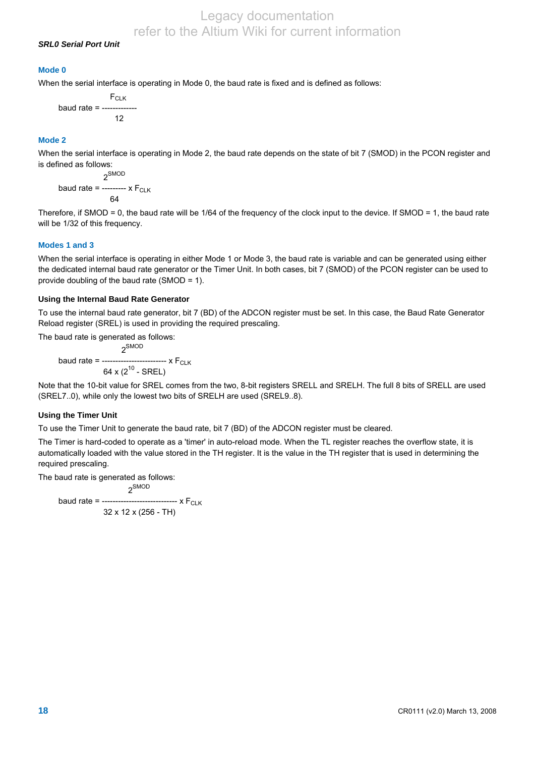## Mode 0

When the serial interface is operating in Mode 0, the baud rate is fixed and is defined as follows:

$$\text{baud rate} = \frac{F_{CLK}}{12}$$

## Mode 2

When the serial interface is operating in Mode 2, the baud rate depends on the state of bit 7 (SMOD) in the PCON register and is defined as follows:

$$\text{baud rate} = \frac{2^{SMOD}}{64} \times F_{CLK}$$

Therefore, if SMOD = 0, the baud rate will be 1/64 of the frequency of the clock input to the device. If SMOD = 1, the baud rate will be 1/32 of this frequency.

## Modes 1 and 3

When the serial interface is operating in either Mode 1 or Mode 3, the baud rate is variable and can be generated using either the dedicated internal baud rate generator or the Timer Unit. In both cases, bit 7 (SMOD) of the PCON register can be used to provide doubling of the baud rate (SMOD = 1).

### Using the Internal Baud Rate Generator

To use the internal baud rate generator, bit 7 (BD) of the ADCON register must be set. In this case, the Baud Rate Generator Reload register (SREL) is used in providing the required prescaling.

The baud rate is generated as follows:

$$\text{baud rate} = \frac{2^{SMOD}}{64 \times (2^{10} - SREL)} \times F_{CLK}$$

Note that the 10-bit value for SREL comes from the two, 8-bit registers SRELL and SRELH. The full 8 bits of SRELL are used (SREL7..0), while only the lowest two bits of SRELH are used (SREL9..8).

### Using the Timer Unit

To use the Timer Unit to generate the baud rate, bit 7 (BD) of the ADCON register must be cleared.

The Timer is hard-coded to operate as a 'timer' in auto-reload mode. When the TL register reaches the overflow state, it is automatically loaded with the value stored in the TH register. It is the value in the TH register that is used in determining the required prescaling.

The baud rate is generated as follows:

$$\text{baud rate} = \frac{2^{SMOD}}{32 \times 12 \times (256 - TH)} \times F_{CLK}$$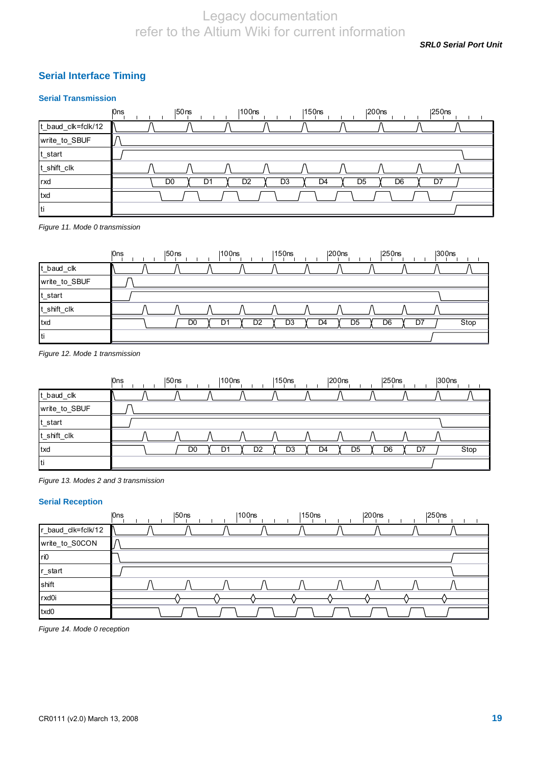## Serial Interface Timing

### Serial Transmission

Figure 11. Mode 0 transmission

Figure 12. Mode 1 transmission

Figure 13. Modes 2 and 3 transmission

### Serial Reception

Figure 14. Mode 0 reception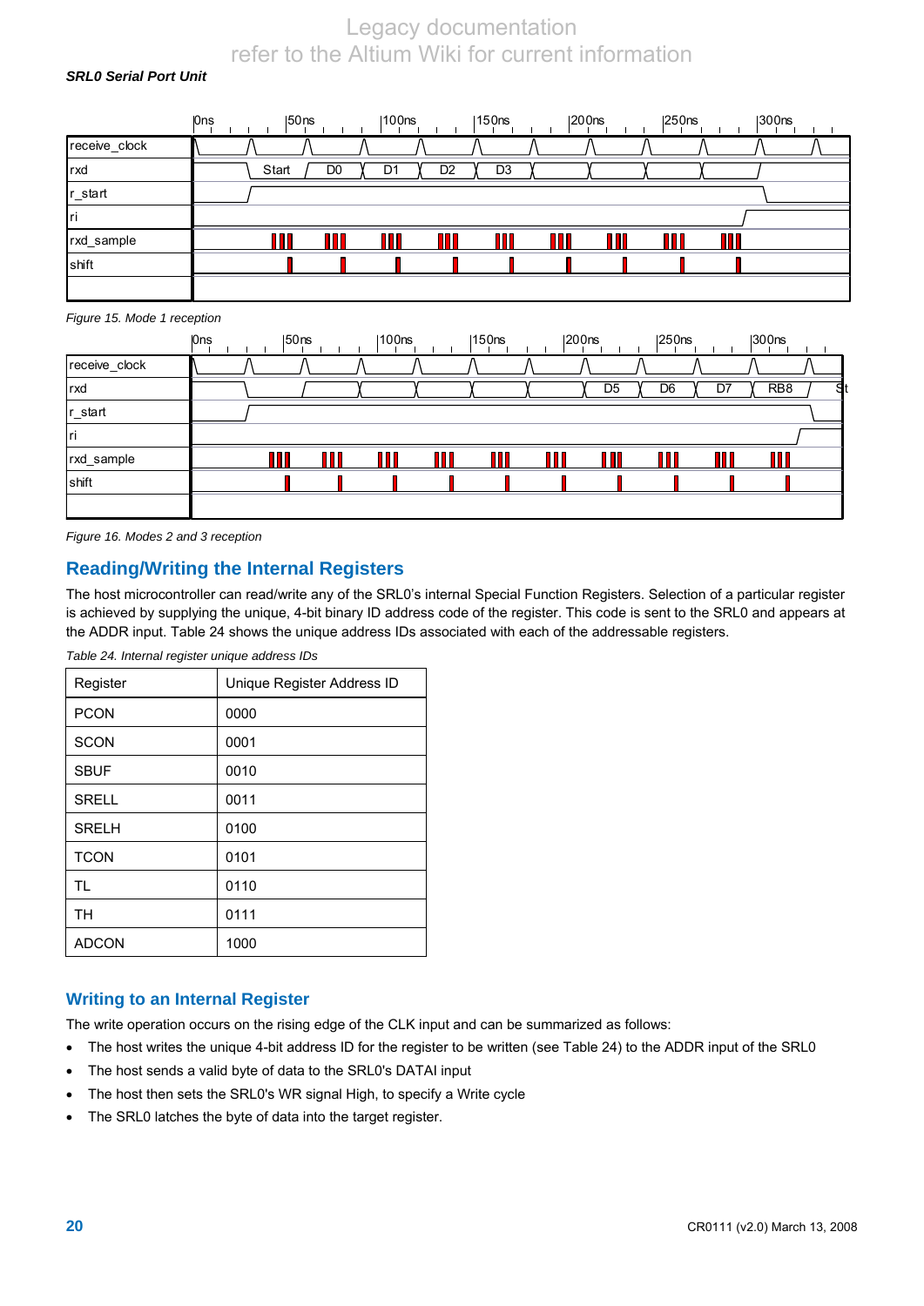*SRL0 Serial Port Unit*

*Figure 15. Mode 1 reception*

*Figure 16. Modes 2 and 3 reception*

## Reading/Writing the Internal Registers

The host microcontroller can read/write any of the SRL0's internal Special Function Registers. Selection of a particular register is achieved by supplying the unique, 4-bit binary ID address code of the register. This code is sent to the SRL0 and appears at the ADDR input. Table 24 shows the unique address IDs associated with each of the addressable registers.

*Table 24. Internal register unique address IDs*

| Register | Unique Register Address ID |
|---|---|
| PCON | 0000 |
| SCON | 0001 |
| SBUF | 0010 |
| SRELL | 0011 |
| SRELH | 0100 |
| TCON | 0101 |
| TL | 0110 |
| TH | 0111 |
| ADCON | 1000 |

### Writing to an Internal Register

The write operation occurs on the rising edge of the CLK input and can be summarized as follows:

- The host writes the unique 4-bit address ID for the register to be written (see Table 24) to the ADDR input of the SRL0
- The host sends a valid byte of data to the SRL0's DATAI input
- The host then sets the SRL0's WR signal High, to specify a Write cycle
- The SRL0 latches the byte of data into the target register.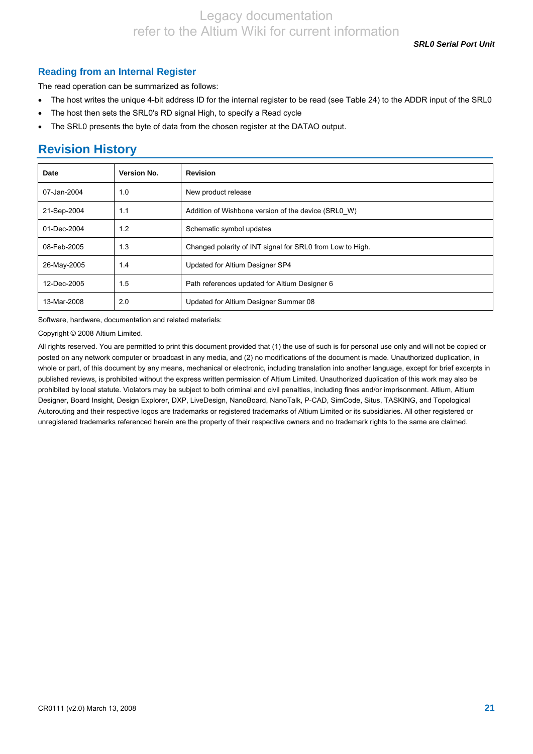### Reading from an Internal Register

The read operation can be summarized as follows:

- The host writes the unique 4-bit address ID for the internal register to be read (see Table 24) to the ADDR input of the SRL0
- The host then sets the SRL0's RD signal High, to specify a Read cycle
- The SRL0 presents the byte of data from the chosen register at the DATAO output.

## Revision History

| Date | Version No. | Revision |
|---|---|---|
| 07-Jan-2004 | 1.0 | New product release |
| 21-Sep-2004 | 1.1 | Addition of Wishbone version of the device (SRL0_W) |
| 01-Dec-2004 | 1.2 | Schematic symbol updates |
| 08-Feb-2005 | 1.3 | Changed polarity of INT signal for SRL0 from Low to High. |
| 26-May-2005 | 1.4 | Updated for Altium Designer SP4 |
| 12-Dec-2005 | 1.5 | Path references updated for Altium Designer 6 |
| 13-Mar-2008 | 2.0 | Updated for Altium Designer Summer 08 |

Software, hardware, documentation and related materials:

Copyright © 2008 Altium Limited.

All rights reserved. You are permitted to print this document provided that (1) the use of such is for personal use only and will not be copied or posted on any network computer or broadcast in any media, and (2) no modifications of the document is made. Unauthorized duplication, in whole or part, of this document by any means, mechanical or electronic, including translation into another language, except for brief excerpts in published reviews, is prohibited without the express written permission of Altium Limited. Unauthorized duplication of this work may also be prohibited by local statute. Violators may be subject to both criminal and civil penalties, including fines and/or imprisonment. Altium, Altium Designer, Board Insight, Design Explorer, DXP, LiveDesign, NanoBoard, NanoTalk, P-CAD, SimCode, Situs, TASKING, and Topological Autorouting and their respective logos are trademarks or registered trademarks of Altium Limited or its subsidiaries. All other registered or unregistered trademarks referenced herein are the property of their respective owners and no trademark rights to the same are claimed.